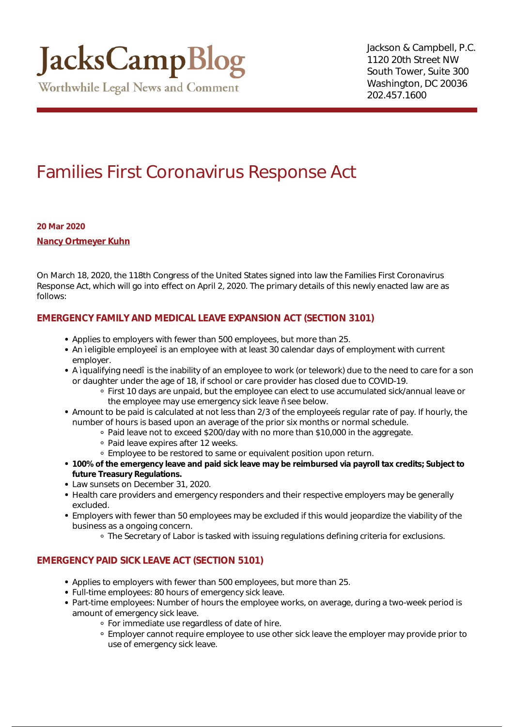# JacksCampBlog

Worthwhile Legal News and Comment

Jackson & Campbell, P.C.
1120 20th Street NW
South Tower, Suite 300
Washington, DC 20036
202.457.1600

## Families First Coronavirus Response Act

**20 Mar 2020**

**Nancy Ortmeyer Kuhn**

On March 18, 2020, the 118th Congress of the United States signed into law the Families First Coronavirus Response Act, which will go into effect on April 2, 2020. The primary details of this newly enacted law are as follows:

### EMERGENCY FAMILY AND MEDICAL LEAVE EXPANSION ACT (SECTION 3101)

- Applies to employers with fewer than 500 employees, but more than 25.
- An ìeligible employeeî is an employee with at least 30 calendar days of employment with current employer.
- A ìqualifying needî is the inability of an employee to work (or telework) due to the need to care for a son or daughter under the age of 18, if school or care provider has closed due to COVID-19.
  - First 10 days are unpaid, but the employee can elect to use accumulated sick/annual leave or the employee may use emergency sick leave ñ see below.
- Amount to be paid is calculated at not less than 2/3 of the employeeís regular rate of pay. If hourly, the number of hours is based upon an average of the prior six months or normal schedule.
  - Paid leave not to exceed $200/day with no more than $10,000 in the aggregate.
  - Paid leave expires after 12 weeks.
  - Employee to be restored to same or equivalent position upon return.
- **100% of the emergency leave and paid sick leave may be reimbursed via payroll tax credits; Subject to future Treasury Regulations.**
- Law sunsets on December 31, 2020.
- Health care providers and emergency responders and their respective employers may be generally excluded.
- Employers with fewer than 50 employees may be excluded if this would jeopardize the viability of the business as a ongoing concern.
  - The Secretary of Labor is tasked with issuing regulations defining criteria for exclusions.

### EMERGENCY PAID SICK LEAVE ACT (SECTION 5101)

- Applies to employers with fewer than 500 employees, but more than 25.
- Full-time employees: 80 hours of emergency sick leave.
- Part-time employees: Number of hours the employee works, on average, during a two-week period is amount of emergency sick leave.
  - For immediate use regardless of date of hire.
  - Employer cannot require employee to use other sick leave the employer may provide prior to use of emergency sick leave.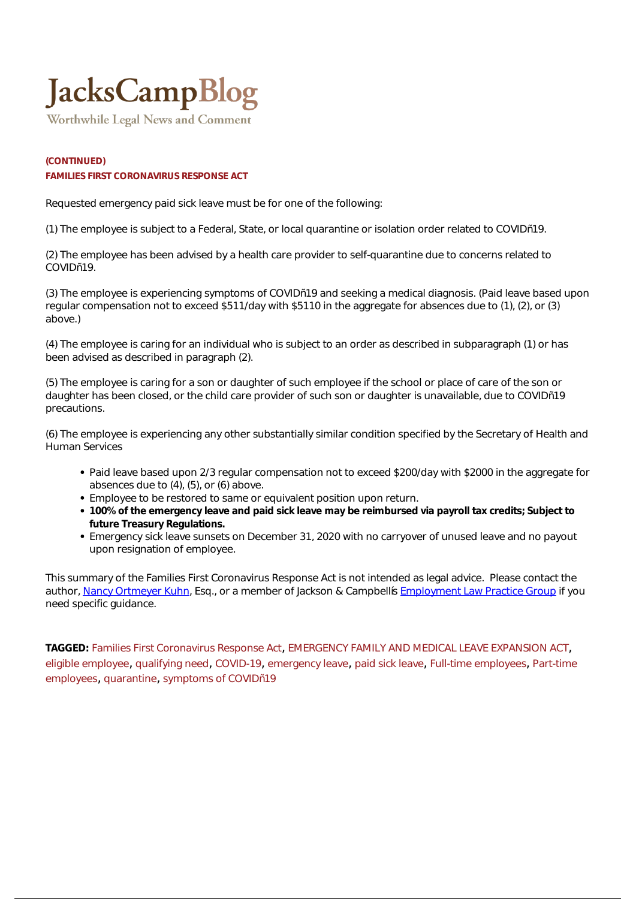# JacksCampBlog

Worthwhile Legal News and Comment

**(CONTINUED)**

**FAMILIES FIRST CORONAVIRUS RESPONSE ACT**

Requested emergency paid sick leave must be for one of the following:

(1) The employee is subject to a Federal, State, or local quarantine or isolation order related to COVIDñ19.

(2) The employee has been advised by a health care provider to self-quarantine due to concerns related to COVIDñ19.

(3) The employee is experiencing symptoms of COVIDñ19 and seeking a medical diagnosis. (Paid leave based upon regular compensation not to exceed $511/day with $5110 in the aggregate for absences due to (1), (2), or (3) above.)

(4) The employee is caring for an individual who is subject to an order as described in subparagraph (1) or has been advised as described in paragraph (2).

(5) The employee is caring for a son or daughter of such employee if the school or place of care of the son or daughter has been closed, or the child care provider of such son or daughter is unavailable, due to COVIDñ19 precautions.

(6) The employee is experiencing any other substantially similar condition specified by the Secretary of Health and Human Services

- Paid leave based upon 2/3 regular compensation not to exceed $200/day with $2000 in the aggregate for absences due to (4), (5), or (6) above.
- Employee to be restored to same or equivalent position upon return.
- **100% of the emergency leave and paid sick leave may be reimbursed via payroll tax credits; Subject to future Treasury Regulations.**
- Emergency sick leave sunsets on December 31, 2020 with no carryover of unused leave and no payout upon resignation of employee.

This summary of the Families First Coronavirus Response Act is not intended as legal advice. Please contact the author, Nancy Ortmeyer Kuhn, Esq., or a member of Jackson & Campbellís Employment Law Practice Group if you need specific guidance.

**TAGGED:** Families First Coronavirus Response Act, EMERGENCY FAMILY AND MEDICAL LEAVE EXPANSION ACT, eligible employee, qualifying need, COVID-19, emergency leave, paid sick leave, Full-time employees, Part-time employees, quarantine, symptoms of COVIDñ19